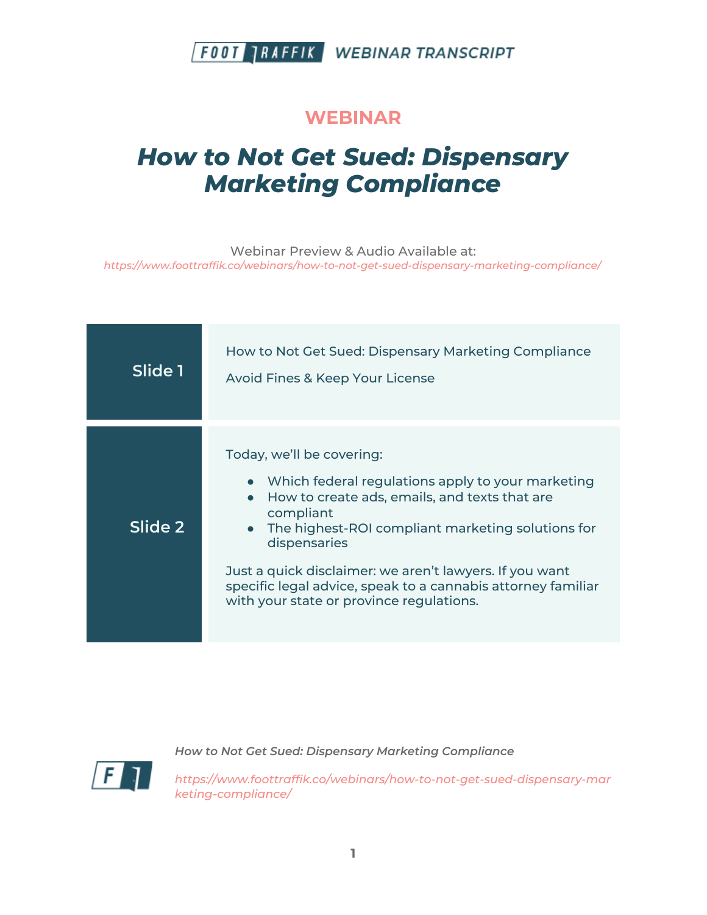**WEBINAR**

# How to Not Get Sued: Dispensary Marketing Compliance

Webinar Preview & Audio Available at:
https://www.foottraffik.co/webinars/how-to-not-get-sued-dispensary-marketing-compliance/

| Slide | Content |
| --- | --- |
| Slide 1 | How to Not Get Sued: Dispensary Marketing Compliance<br><br>Avoid Fines & Keep Your License |
| Slide 2 | Today, we'll be covering:<br><br>• Which federal regulations apply to your marketing<br>• How to create ads, emails, and texts that are compliant<br>• The highest-ROI compliant marketing solutions for dispensaries<br><br>Just a quick disclaimer: we aren't lawyers. If you want specific legal advice, speak to a cannabis attorney familiar with your state or province regulations. |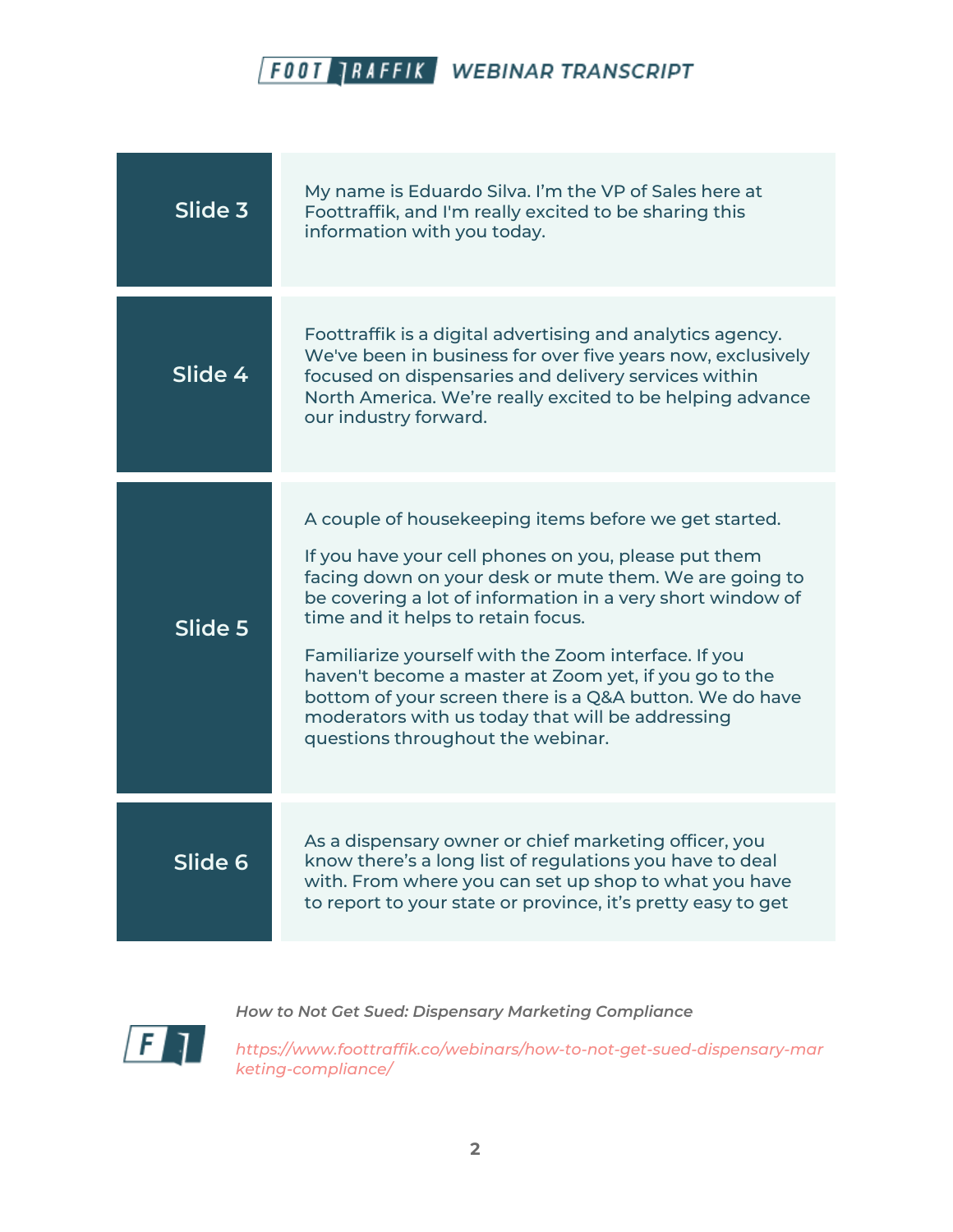| | |
|---|---|
| **Slide 3** | My name is Eduardo Silva. I'm the VP of Sales here at Foottraffik, and I'm really excited to be sharing this information with you today. |
| **Slide 4** | Foottraffik is a digital advertising and analytics agency. We've been in business for over five years now, exclusively focused on dispensaries and delivery services within North America. We're really excited to be helping advance our industry forward. |
| **Slide 5** | A couple of housekeeping items before we get started.<br><br>If you have your cell phones on you, please put them facing down on your desk or mute them. We are going to be covering a lot of information in a very short window of time and it helps to retain focus.<br><br>Familiarize yourself with the Zoom interface. If you haven't become a master at Zoom yet, if you go to the bottom of your screen there is a Q&A button. We do have moderators with us today that will be addressing questions throughout the webinar. |
| **Slide 6** | As a dispensary owner or chief marketing officer, you know there's a long list of regulations you have to deal with. From where you can set up shop to what you have to report to your state or province, it's pretty easy to get |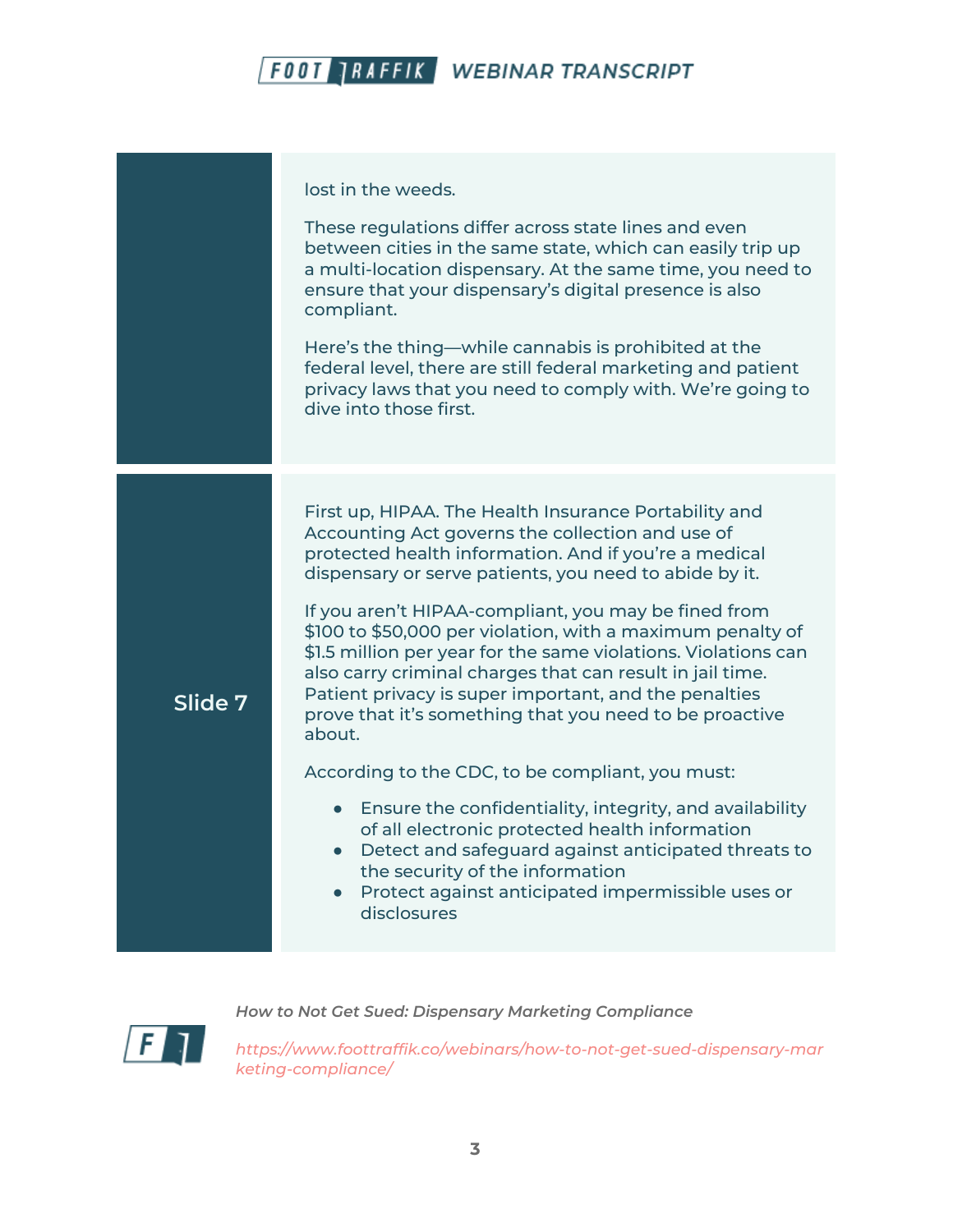lost in the weeds.

These regulations differ across state lines and even between cities in the same state, which can easily trip up a multi-location dispensary. At the same time, you need to ensure that your dispensary's digital presence is also compliant.

Here's the thing—while cannabis is prohibited at the federal level, there are still federal marketing and patient privacy laws that you need to comply with. We're going to dive into those first.

**Slide 7**

First up, HIPAA. The Health Insurance Portability and Accounting Act governs the collection and use of protected health information. And if you're a medical dispensary or serve patients, you need to abide by it.

If you aren't HIPAA-compliant, you may be fined from $100 to $50,000 per violation, with a maximum penalty of $1.5 million per year for the same violations. Violations can also carry criminal charges that can result in jail time. Patient privacy is super important, and the penalties prove that it's something that you need to be proactive about.

According to the CDC, to be compliant, you must:

- Ensure the confidentiality, integrity, and availability of all electronic protected health information
- Detect and safeguard against anticipated threats to the security of the information
- Protect against anticipated impermissible uses or disclosures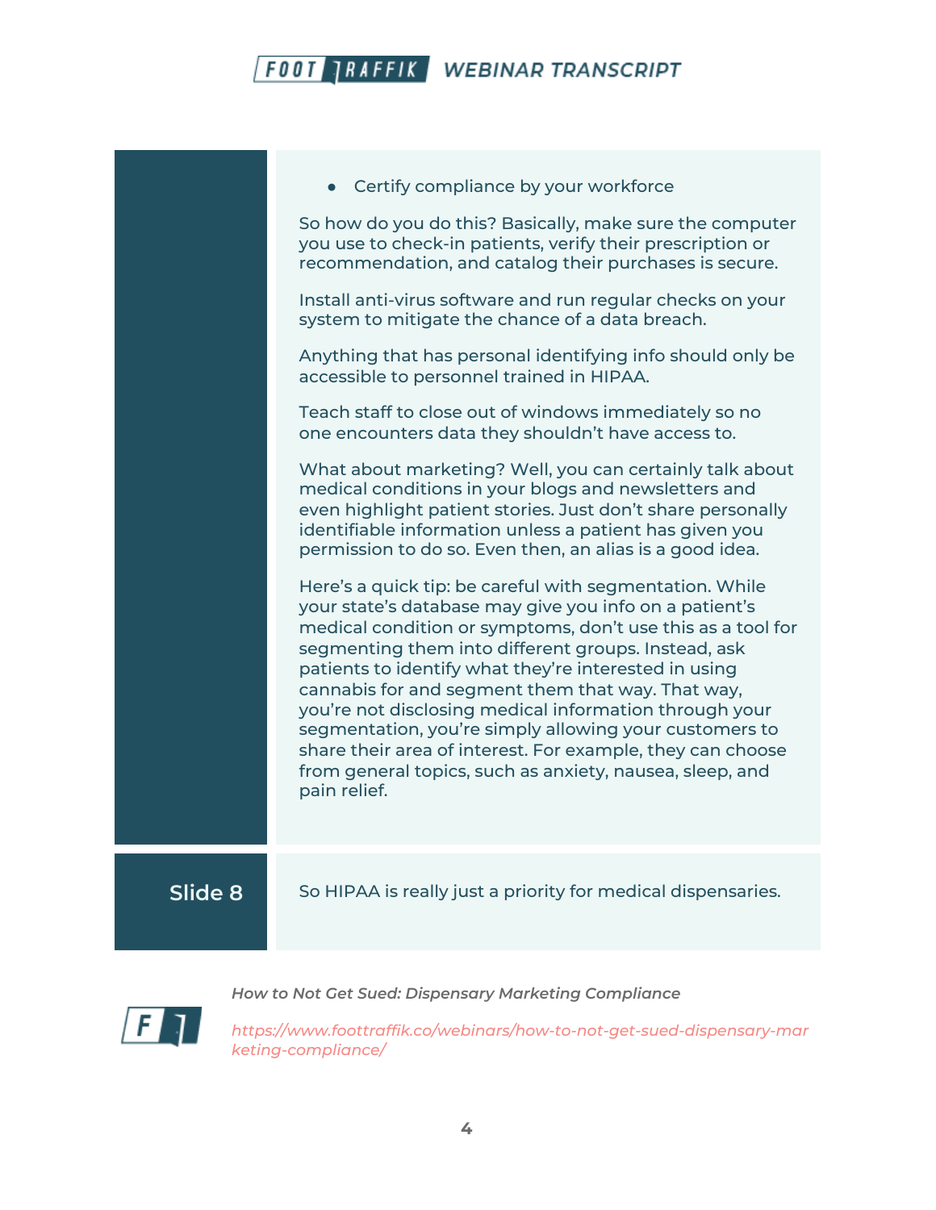- Certify compliance by your workforce

So how do you do this? Basically, make sure the computer you use to check-in patients, verify their prescription or recommendation, and catalog their purchases is secure.

Install anti-virus software and run regular checks on your system to mitigate the chance of a data breach.

Anything that has personal identifying info should only be accessible to personnel trained in HIPAA.

Teach staff to close out of windows immediately so no one encounters data they shouldn't have access to.

What about marketing? Well, you can certainly talk about medical conditions in your blogs and newsletters and even highlight patient stories. Just don't share personally identifiable information unless a patient has given you permission to do so. Even then, an alias is a good idea.

Here's a quick tip: be careful with segmentation. While your state's database may give you info on a patient's medical condition or symptoms, don't use this as a tool for segmenting them into different groups. Instead, ask patients to identify what they're interested in using cannabis for and segment them that way. That way, you're not disclosing medical information through your segmentation, you're simply allowing your customers to share their area of interest. For example, they can choose from general topics, such as anxiety, nausea, sleep, and pain relief.

## Slide 8

So HIPAA is really just a priority for medical dispensaries.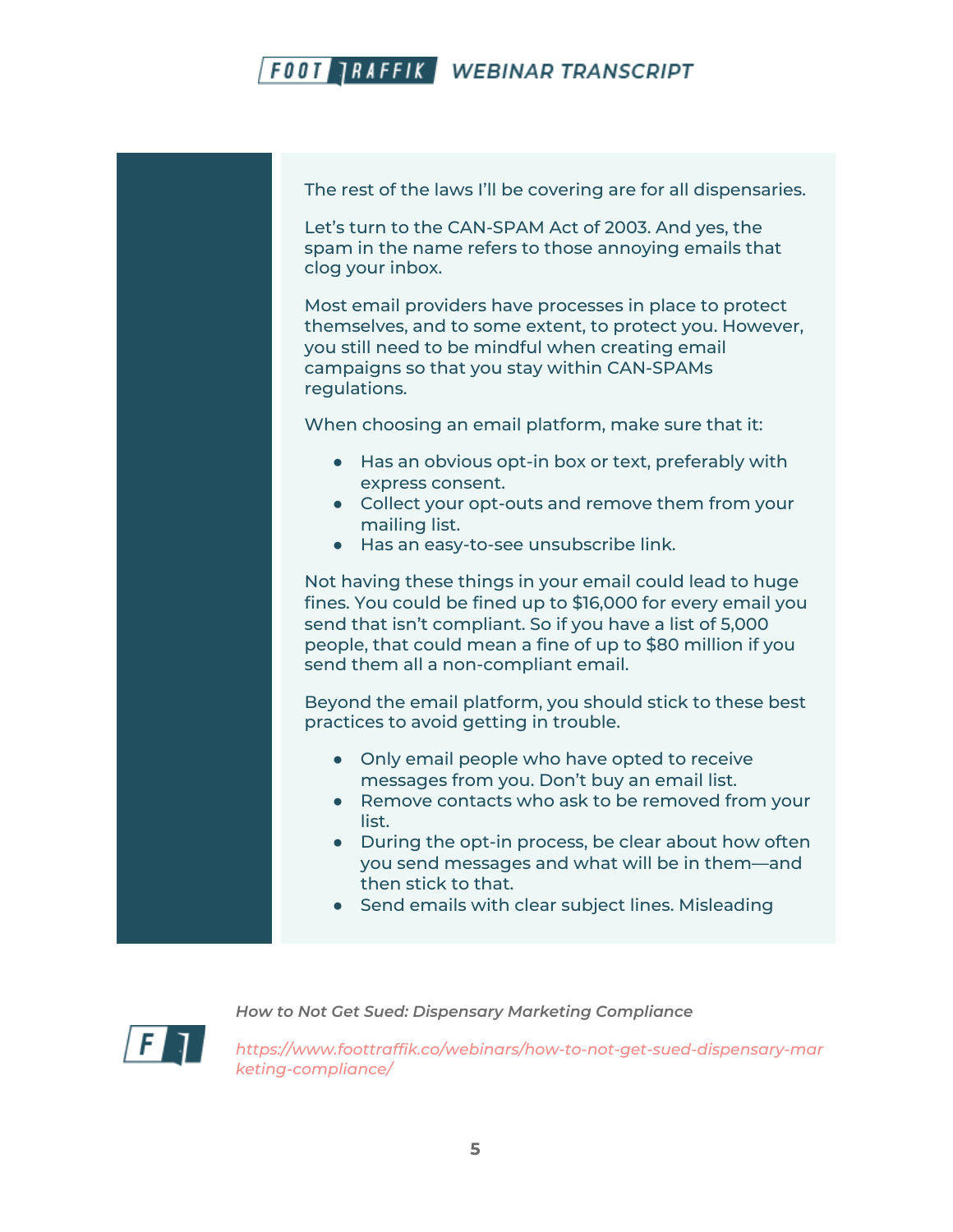The rest of the laws I'll be covering are for all dispensaries.

Let's turn to the CAN-SPAM Act of 2003. And yes, the spam in the name refers to those annoying emails that clog your inbox.

Most email providers have processes in place to protect themselves, and to some extent, to protect you. However, you still need to be mindful when creating email campaigns so that you stay within CAN-SPAMs regulations.

When choosing an email platform, make sure that it:

- Has an obvious opt-in box or text, preferably with express consent.
- Collect your opt-outs and remove them from your mailing list.
- Has an easy-to-see unsubscribe link.

Not having these things in your email could lead to huge fines. You could be fined up to $16,000 for every email you send that isn't compliant. So if you have a list of 5,000 people, that could mean a fine of up to $80 million if you send them all a non-compliant email.

Beyond the email platform, you should stick to these best practices to avoid getting in trouble.

- Only email people who have opted to receive messages from you. Don't buy an email list.
- Remove contacts who ask to be removed from your list.
- During the opt-in process, be clear about how often you send messages and what will be in them—and then stick to that.
- Send emails with clear subject lines. Misleading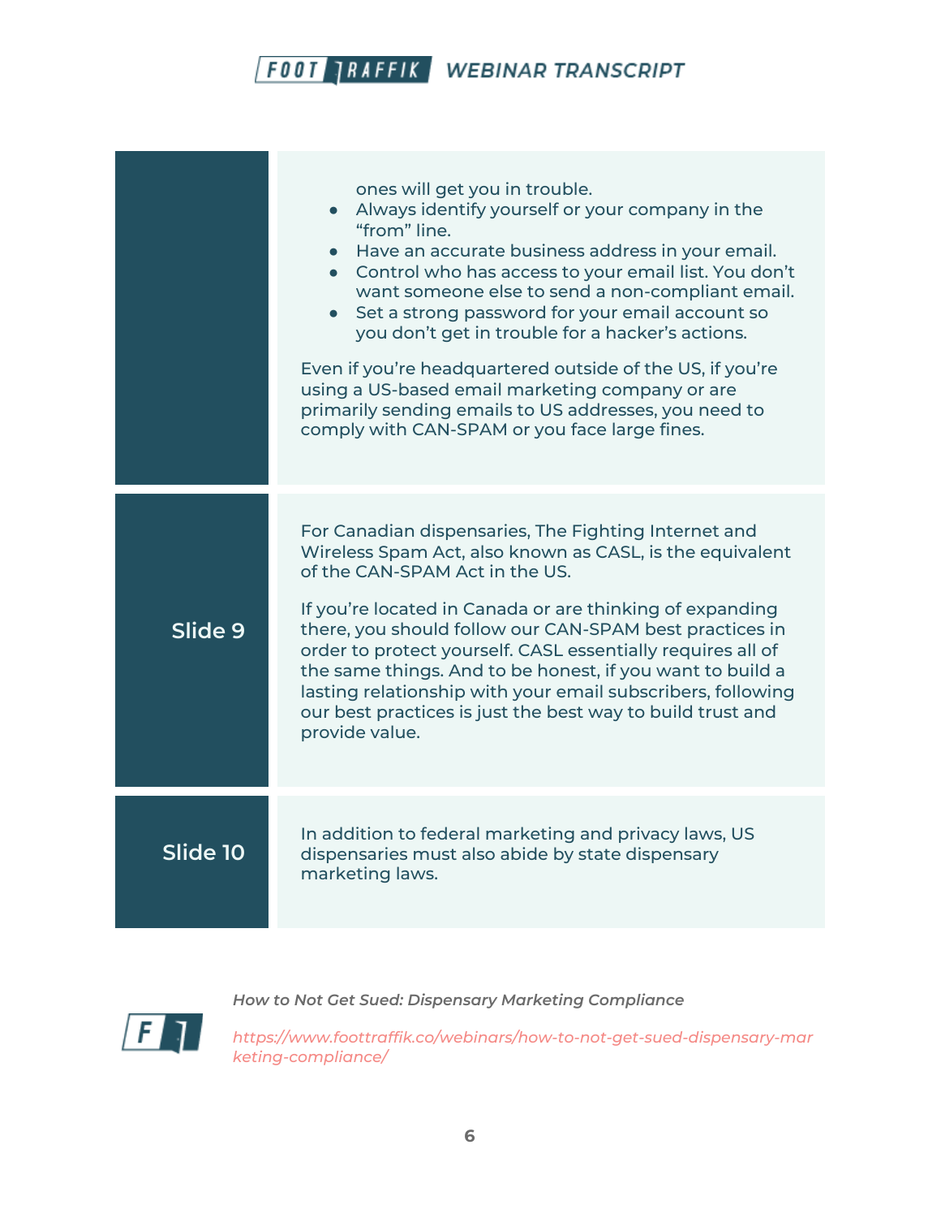|  |  |
|---|---|
|  | ones will get you in trouble.<br>● Always identify yourself or your company in the "from" line.<br>● Have an accurate business address in your email.<br>● Control who has access to your email list. You don't want someone else to send a non-compliant email.<br>● Set a strong password for your email account so you don't get in trouble for a hacker's actions.<br><br>Even if you're headquartered outside of the US, if you're using a US-based email marketing company or are primarily sending emails to US addresses, you need to comply with CAN-SPAM or you face large fines. |
| **Slide 9** | For Canadian dispensaries, The Fighting Internet and Wireless Spam Act, also known as CASL, is the equivalent of the CAN-SPAM Act in the US.<br><br>If you're located in Canada or are thinking of expanding there, you should follow our CAN-SPAM best practices in order to protect yourself. CASL essentially requires all of the same things. And to be honest, if you want to build a lasting relationship with your email subscribers, following our best practices is just the best way to build trust and provide value. |
| **Slide 10** | In addition to federal marketing and privacy laws, US dispensaries must also abide by state dispensary marketing laws. |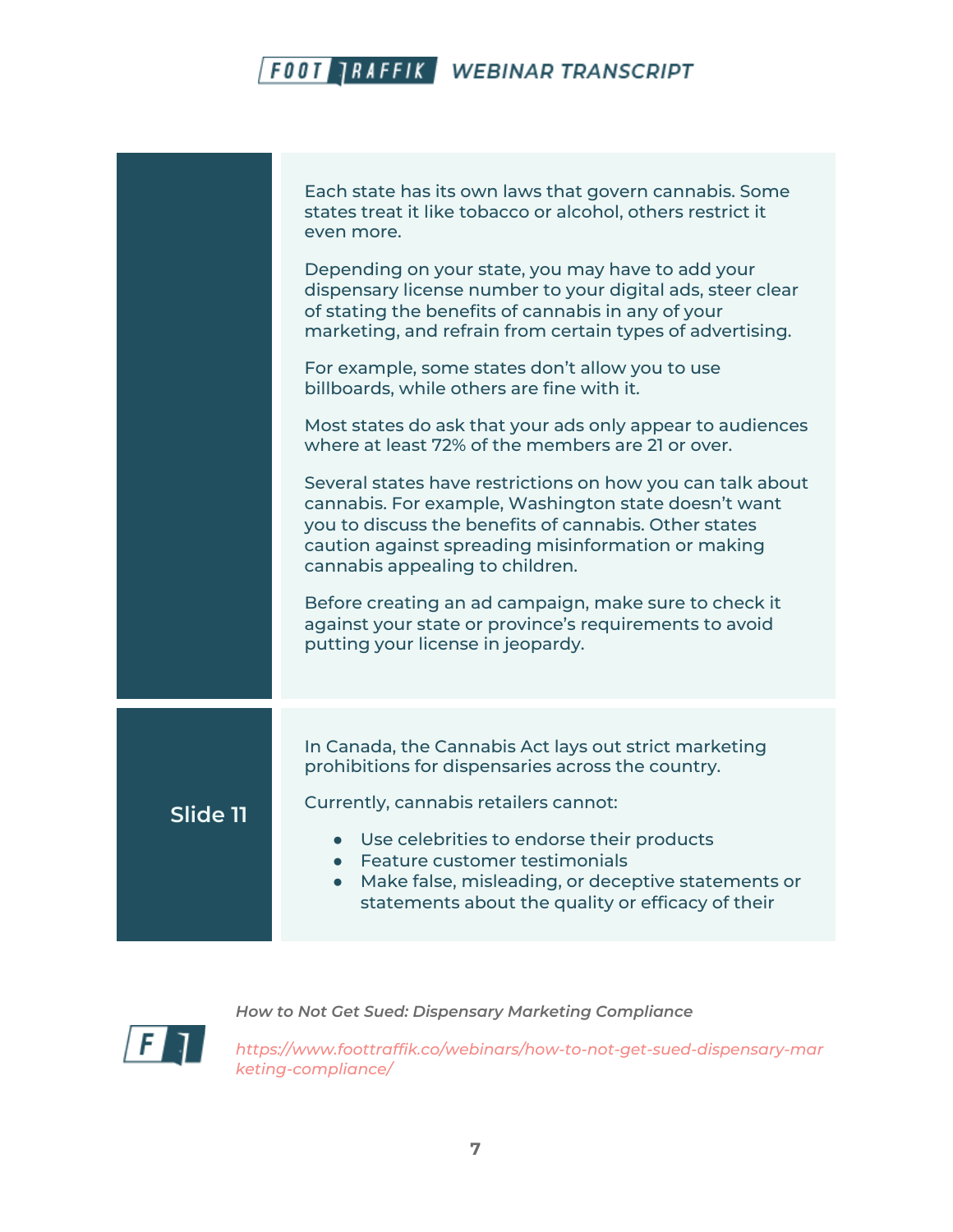Each state has its own laws that govern cannabis. Some states treat it like tobacco or alcohol, others restrict it even more.

Depending on your state, you may have to add your dispensary license number to your digital ads, steer clear of stating the benefits of cannabis in any of your marketing, and refrain from certain types of advertising.

For example, some states don't allow you to use billboards, while others are fine with it.

Most states do ask that your ads only appear to audiences where at least 72% of the members are 21 or over.

Several states have restrictions on how you can talk about cannabis. For example, Washington state doesn't want you to discuss the benefits of cannabis. Other states caution against spreading misinformation or making cannabis appealing to children.

Before creating an ad campaign, make sure to check it against your state or province's requirements to avoid putting your license in jeopardy.

**Slide 11**

In Canada, the Cannabis Act lays out strict marketing prohibitions for dispensaries across the country.

Currently, cannabis retailers cannot:

- Use celebrities to endorse their products
- Feature customer testimonials
- Make false, misleading, or deceptive statements or statements about the quality or efficacy of their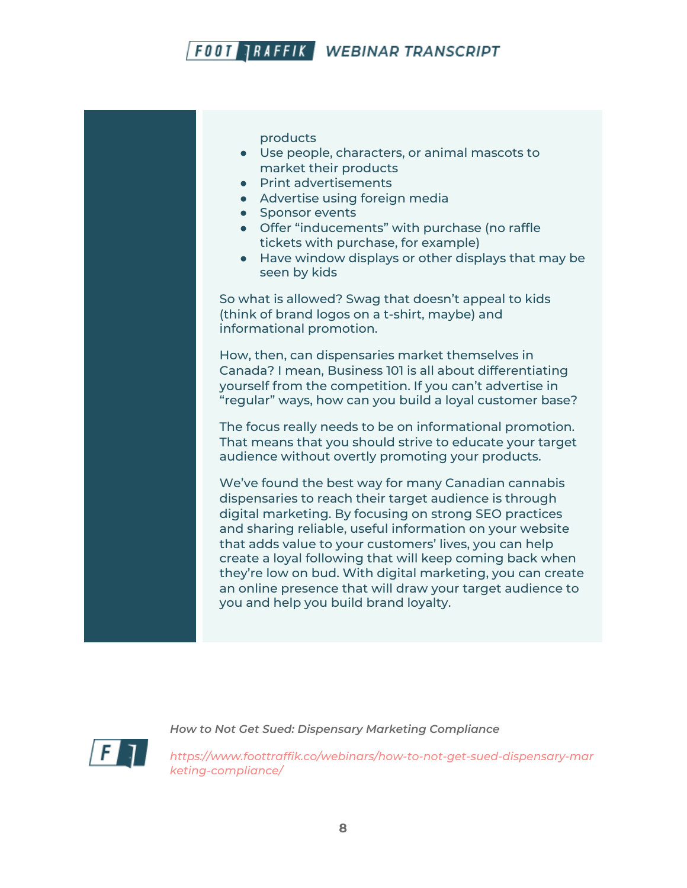products

- Use people, characters, or animal mascots to market their products
- Print advertisements
- Advertise using foreign media
- Sponsor events
- Offer “inducements” with purchase (no raffle tickets with purchase, for example)
- Have window displays or other displays that may be seen by kids

So what is allowed? Swag that doesn’t appeal to kids (think of brand logos on a t-shirt, maybe) and informational promotion.

How, then, can dispensaries market themselves in Canada? I mean, Business 101 is all about differentiating yourself from the competition. If you can’t advertise in “regular” ways, how can you build a loyal customer base?

The focus really needs to be on informational promotion. That means that you should strive to educate your target audience without overtly promoting your products.

We’ve found the best way for many Canadian cannabis dispensaries to reach their target audience is through digital marketing. By focusing on strong SEO practices and sharing reliable, useful information on your website that adds value to your customers’ lives, you can help create a loyal following that will keep coming back when they’re low on bud. With digital marketing, you can create an online presence that will draw your target audience to you and help you build brand loyalty.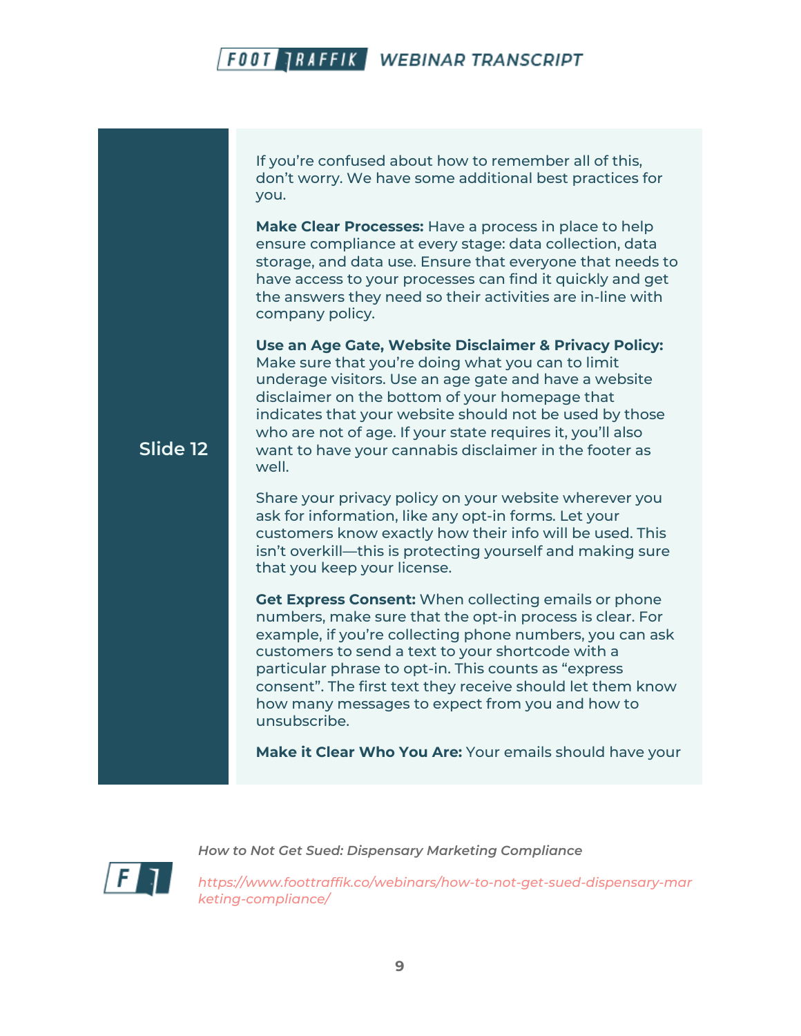**Slide 12**

If you're confused about how to remember all of this, don't worry. We have some additional best practices for you.

**Make Clear Processes:** Have a process in place to help ensure compliance at every stage: data collection, data storage, and data use. Ensure that everyone that needs to have access to your processes can find it quickly and get the answers they need so their activities are in-line with company policy.

**Use an Age Gate, Website Disclaimer & Privacy Policy:** Make sure that you're doing what you can to limit underage visitors. Use an age gate and have a website disclaimer on the bottom of your homepage that indicates that your website should not be used by those who are not of age. If your state requires it, you'll also want to have your cannabis disclaimer in the footer as well.

Share your privacy policy on your website wherever you ask for information, like any opt-in forms. Let your customers know exactly how their info will be used. This isn't overkill—this is protecting yourself and making sure that you keep your license.

**Get Express Consent:** When collecting emails or phone numbers, make sure that the opt-in process is clear. For example, if you're collecting phone numbers, you can ask customers to send a text to your shortcode with a particular phrase to opt-in. This counts as "express consent". The first text they receive should let them know how many messages to expect from you and how to unsubscribe.

**Make it Clear Who You Are:** Your emails should have your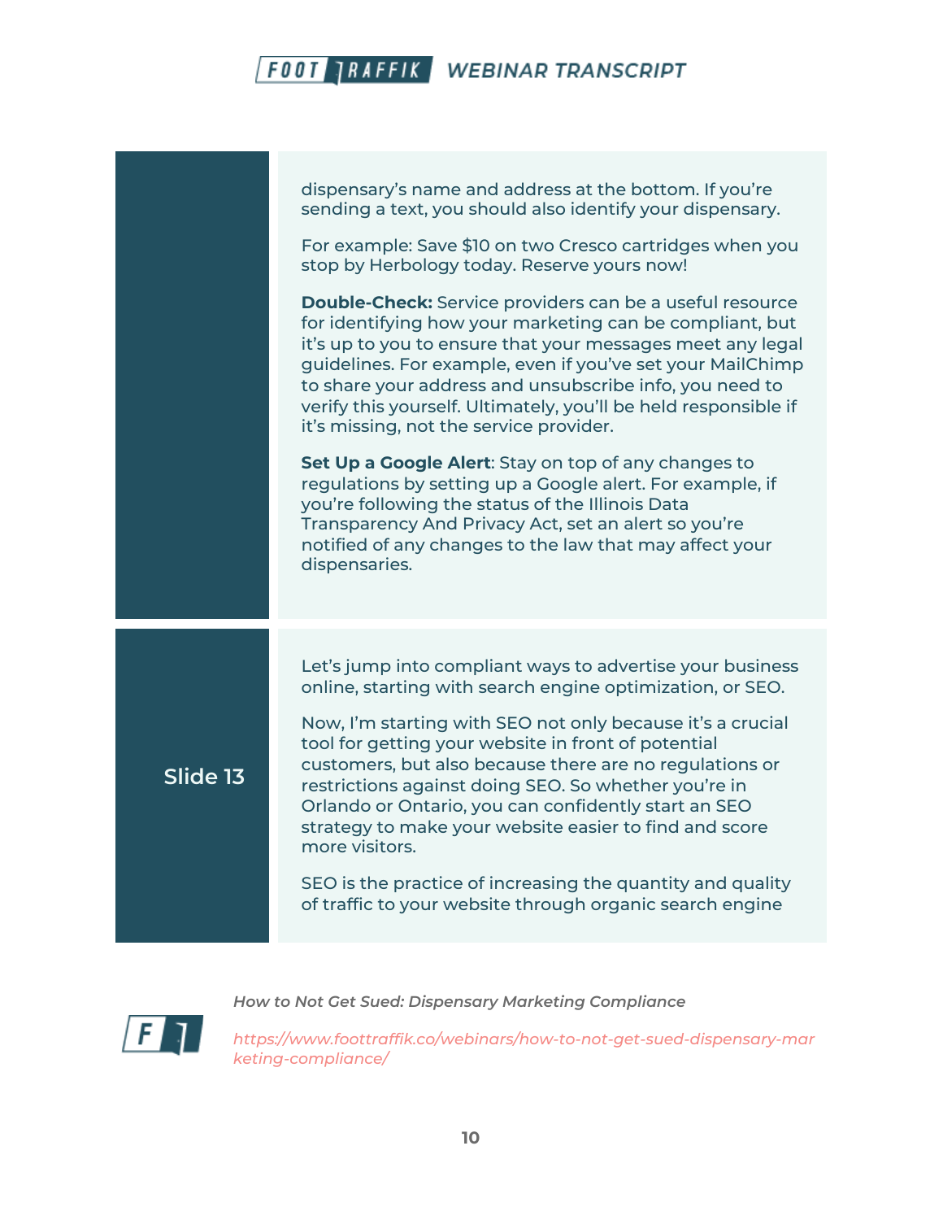dispensary's name and address at the bottom. If you're sending a text, you should also identify your dispensary.

For example: Save $10 on two Cresco cartridges when you stop by Herbology today. Reserve yours now!

**Double-Check:** Service providers can be a useful resource for identifying how your marketing can be compliant, but it's up to you to ensure that your messages meet any legal guidelines. For example, even if you've set your MailChimp to share your address and unsubscribe info, you need to verify this yourself. Ultimately, you'll be held responsible if it's missing, not the service provider.

**Set Up a Google Alert**: Stay on top of any changes to regulations by setting up a Google alert. For example, if you're following the status of the Illinois Data Transparency And Privacy Act, set an alert so you're notified of any changes to the law that may affect your dispensaries.

## Slide 13

Let's jump into compliant ways to advertise your business online, starting with search engine optimization, or SEO.

Now, I'm starting with SEO not only because it's a crucial tool for getting your website in front of potential customers, but also because there are no regulations or restrictions against doing SEO. So whether you're in Orlando or Ontario, you can confidently start an SEO strategy to make your website easier to find and score more visitors.

SEO is the practice of increasing the quantity and quality of traffic to your website through organic search engine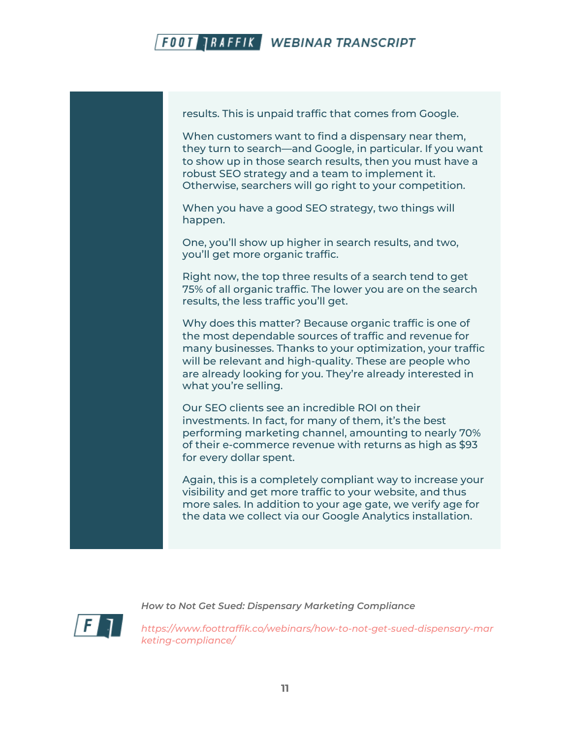results. This is unpaid traffic that comes from Google.

When customers want to find a dispensary near them, they turn to search—and Google, in particular. If you want to show up in those search results, then you must have a robust SEO strategy and a team to implement it. Otherwise, searchers will go right to your competition.

When you have a good SEO strategy, two things will happen.

One, you'll show up higher in search results, and two, you'll get more organic traffic.

Right now, the top three results of a search tend to get 75% of all organic traffic. The lower you are on the search results, the less traffic you'll get.

Why does this matter? Because organic traffic is one of the most dependable sources of traffic and revenue for many businesses. Thanks to your optimization, your traffic will be relevant and high-quality. These are people who are already looking for you. They're already interested in what you're selling.

Our SEO clients see an incredible ROI on their investments. In fact, for many of them, it's the best performing marketing channel, amounting to nearly 70% of their e-commerce revenue with returns as high as $93 for every dollar spent.

Again, this is a completely compliant way to increase your visibility and get more traffic to your website, and thus more sales. In addition to your age gate, we verify age for the data we collect via our Google Analytics installation.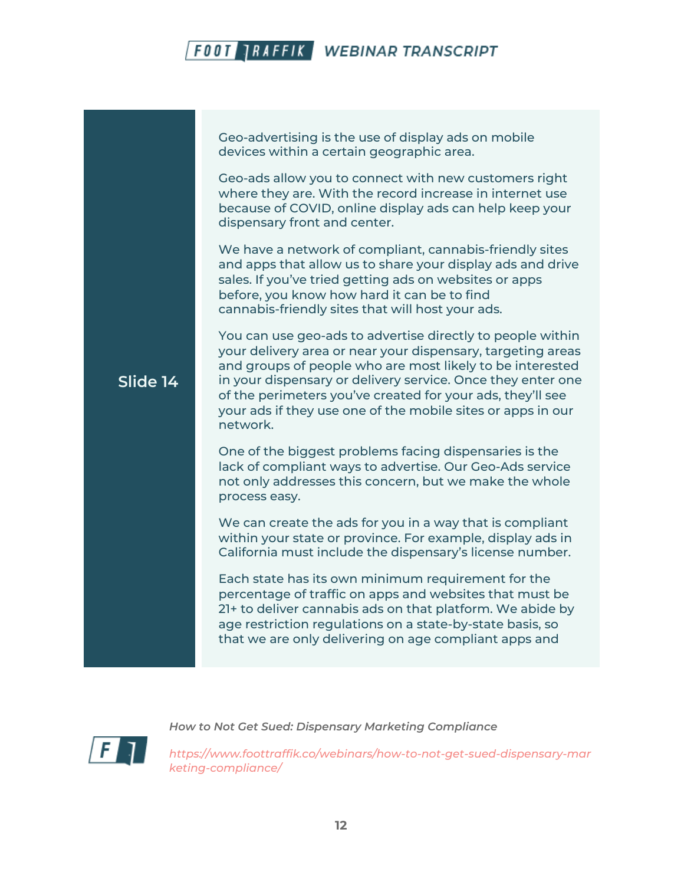**Slide 14**

Geo-advertising is the use of display ads on mobile devices within a certain geographic area.

Geo-ads allow you to connect with new customers right where they are. With the record increase in internet use because of COVID, online display ads can help keep your dispensary front and center.

We have a network of compliant, cannabis-friendly sites and apps that allow us to share your display ads and drive sales. If you've tried getting ads on websites or apps before, you know how hard it can be to find cannabis-friendly sites that will host your ads.

You can use geo-ads to advertise directly to people within your delivery area or near your dispensary, targeting areas and groups of people who are most likely to be interested in your dispensary or delivery service. Once they enter one of the perimeters you've created for your ads, they'll see your ads if they use one of the mobile sites or apps in our network.

One of the biggest problems facing dispensaries is the lack of compliant ways to advertise. Our Geo-Ads service not only addresses this concern, but we make the whole process easy.

We can create the ads for you in a way that is compliant within your state or province. For example, display ads in California must include the dispensary's license number.

Each state has its own minimum requirement for the percentage of traffic on apps and websites that must be 21+ to deliver cannabis ads on that platform. We abide by age restriction regulations on a state-by-state basis, so that we are only delivering on age compliant apps and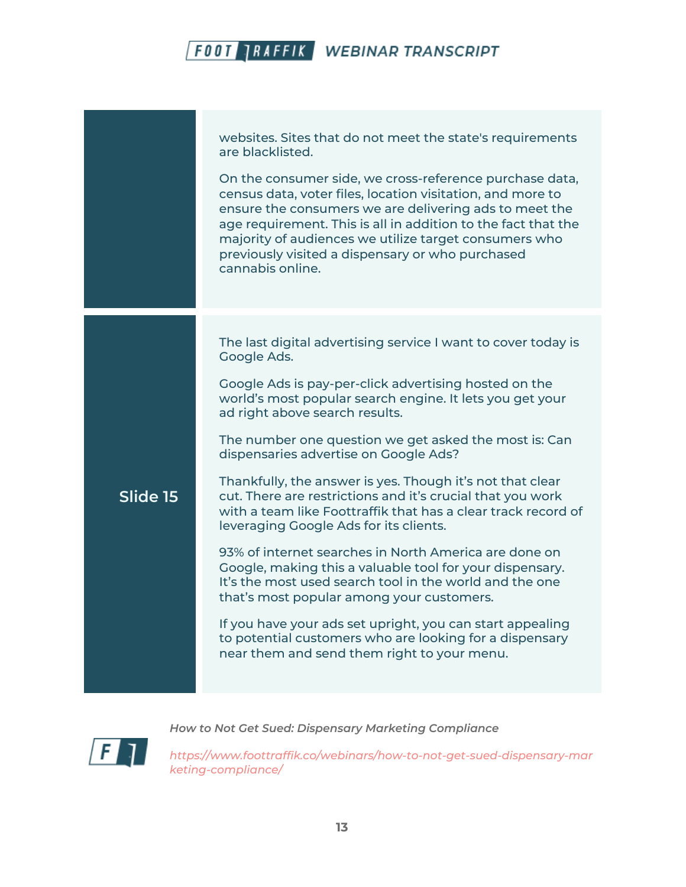| | |
|---|---|
| | websites. Sites that do not meet the state's requirements are blacklisted.<br><br>On the consumer side, we cross-reference purchase data, census data, voter files, location visitation, and more to ensure the consumers we are delivering ads to meet the age requirement. This is all in addition to the fact that the majority of audiences we utilize target consumers who previously visited a dispensary or who purchased cannabis online. |
| **Slide 15** | The last digital advertising service I want to cover today is Google Ads.<br><br>Google Ads is pay-per-click advertising hosted on the world's most popular search engine. It lets you get your ad right above search results.<br><br>The number one question we get asked the most is: Can dispensaries advertise on Google Ads?<br><br>Thankfully, the answer is yes. Though it's not that clear cut. There are restrictions and it's crucial that you work with a team like Foottraffik that has a clear track record of leveraging Google Ads for its clients.<br><br>93% of internet searches in North America are done on Google, making this a valuable tool for your dispensary. It's the most used search tool in the world and the one that's most popular among your customers.<br><br>If you have your ads set upright, you can start appealing to potential customers who are looking for a dispensary near them and send them right to your menu. |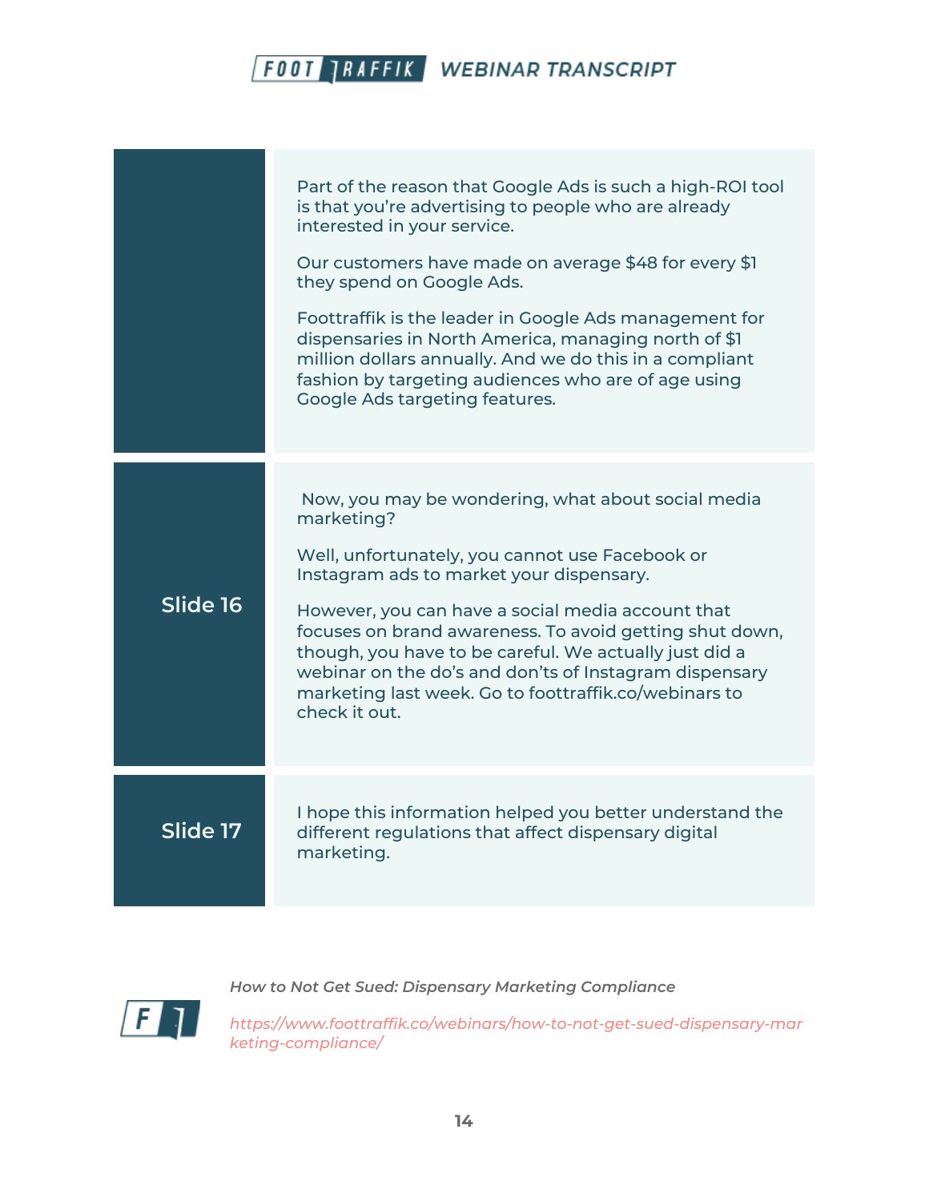| | |
|---|---|
| | Part of the reason that Google Ads is such a high-ROI tool is that you're advertising to people who are already interested in your service.<br><br>Our customers have made on average $48 for every $1 they spend on Google Ads.<br><br>Foottraffik is the leader in Google Ads management for dispensaries in North America, managing north of $1 million dollars annually. And we do this in a compliant fashion by targeting audiences who are of age using Google Ads targeting features. |
| **Slide 16** | Now, you may be wondering, what about social media marketing?<br><br>Well, unfortunately, you cannot use Facebook or Instagram ads to market your dispensary.<br><br>However, you can have a social media account that focuses on brand awareness. To avoid getting shut down, though, you have to be careful. We actually just did a webinar on the do's and don'ts of Instagram dispensary marketing last week. Go to foottraffik.co/webinars to check it out. |
| **Slide 17** | I hope this information helped you better understand the different regulations that affect dispensary digital marketing. |

*How to Not Get Sued: Dispensary Marketing Compliance*

*https://www.foottraffik.co/webinars/how-to-not-get-sued-dispensary-marketing-compliance/*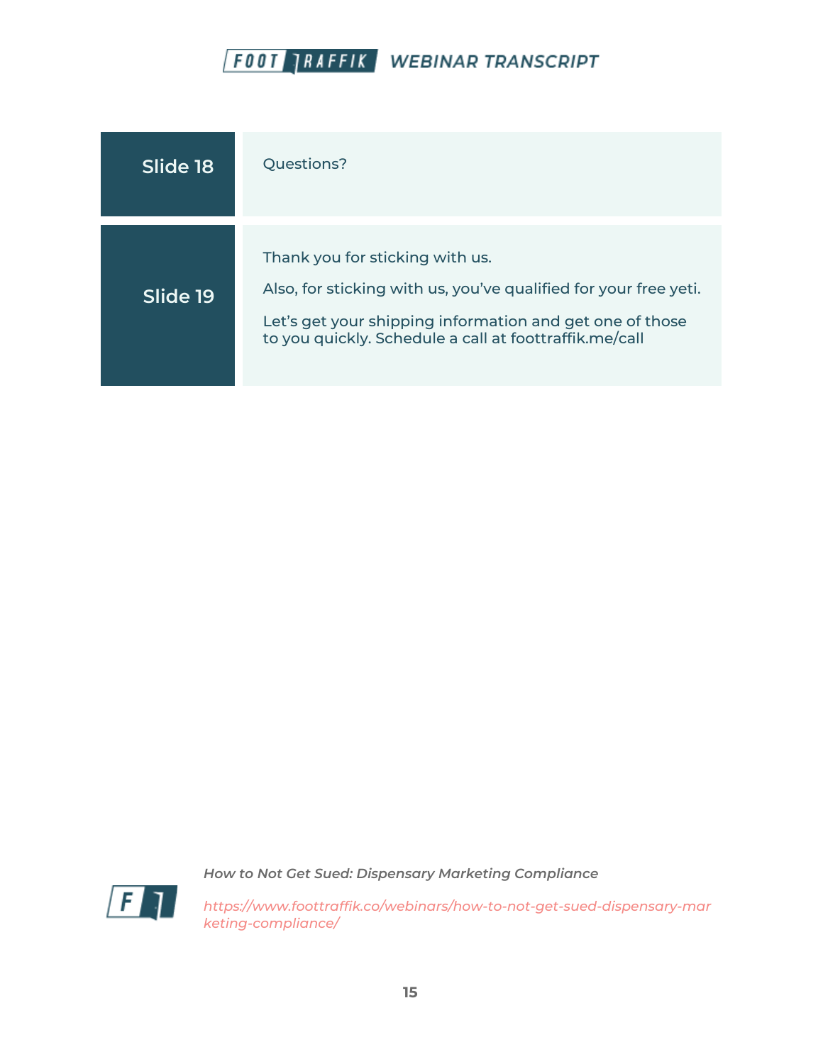| | |
|---|---|
| **Slide 18** | Questions? |
| **Slide 19** | Thank you for sticking with us.<br><br>Also, for sticking with us, you've qualified for your free yeti.<br><br>Let's get your shipping information and get one of those to you quickly. Schedule a call at foottraffik.me/call |